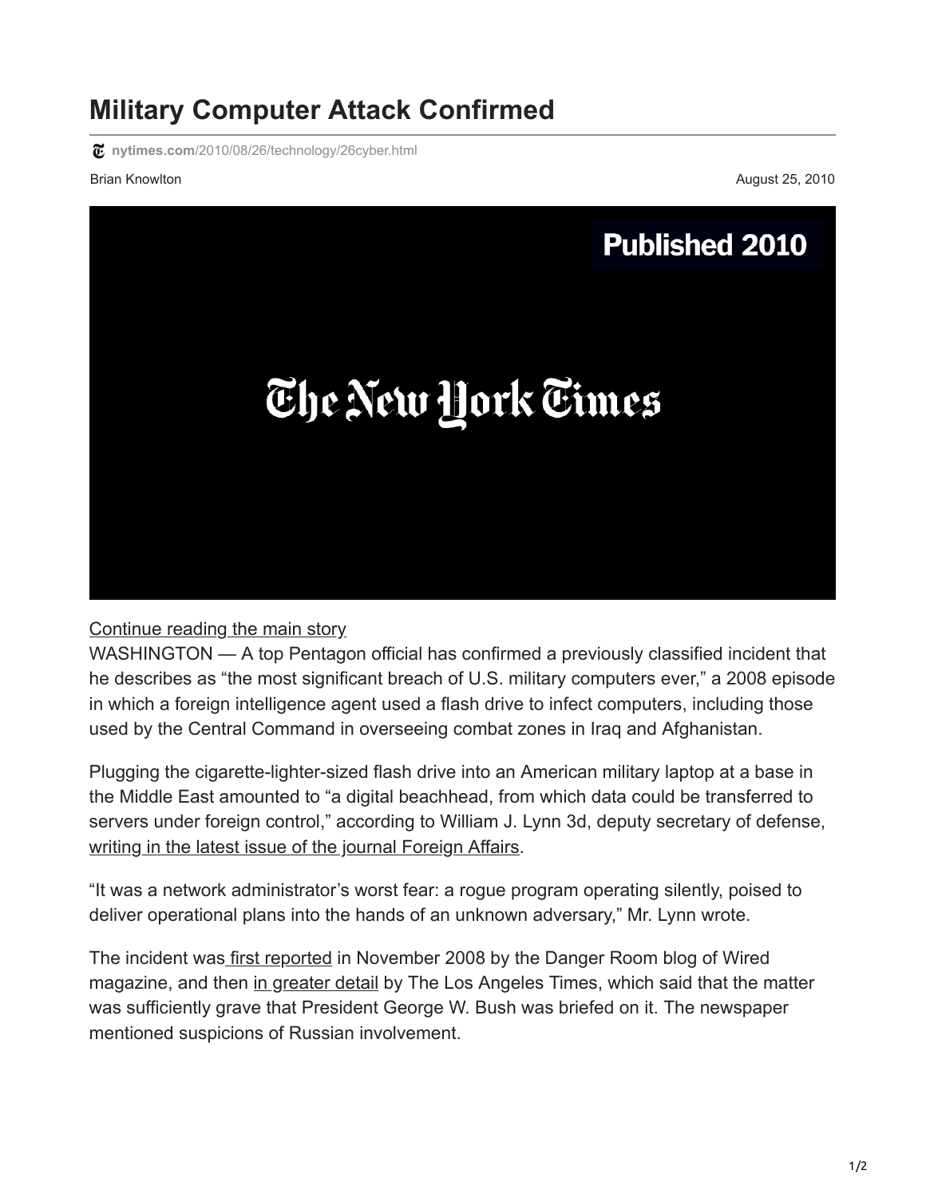# Military Computer Attack Confirmed

nytimes.com/2010/08/26/technology/26cyber.html

Brian Knowlton

August 25, 2010

Published 2010

The New York Times

Continue reading the main story

WASHINGTON — A top Pentagon official has confirmed a previously classified incident that he describes as "the most significant breach of U.S. military computers ever," a 2008 episode in which a foreign intelligence agent used a flash drive to infect computers, including those used by the Central Command in overseeing combat zones in Iraq and Afghanistan.

Plugging the cigarette-lighter-sized flash drive into an American military laptop at a base in the Middle East amounted to "a digital beachhead, from which data could be transferred to servers under foreign control," according to William J. Lynn 3d, deputy secretary of defense, writing in the latest issue of the journal Foreign Affairs.

"It was a network administrator's worst fear: a rogue program operating silently, poised to deliver operational plans into the hands of an unknown adversary," Mr. Lynn wrote.

The incident was first reported in November 2008 by the Danger Room blog of Wired magazine, and then in greater detail by The Los Angeles Times, which said that the matter was sufficiently grave that President George W. Bush was briefed on it. The newspaper mentioned suspicions of Russian involvement.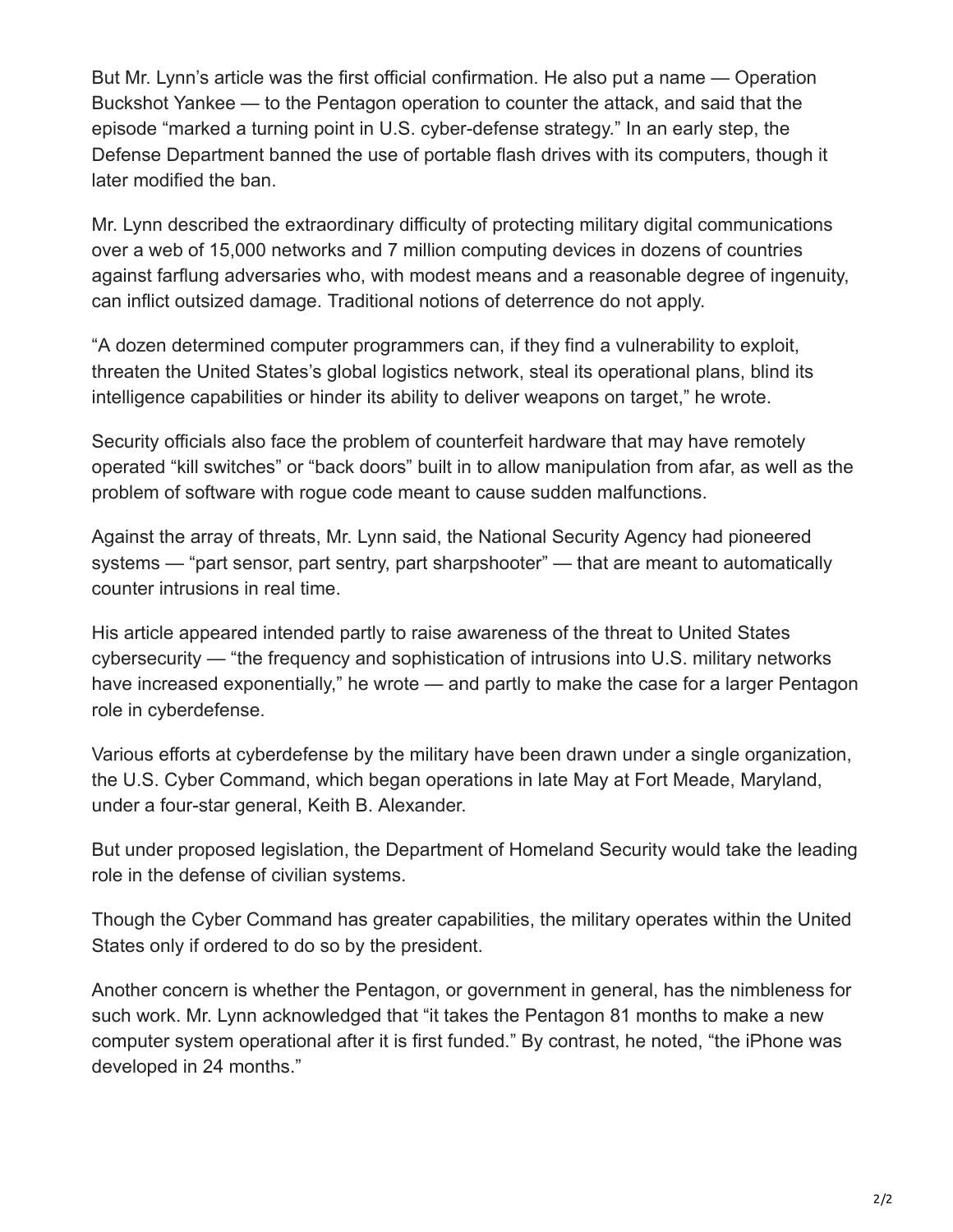But Mr. Lynn's article was the first official confirmation. He also put a name — Operation Buckshot Yankee — to the Pentagon operation to counter the attack, and said that the episode "marked a turning point in U.S. cyber-defense strategy." In an early step, the Defense Department banned the use of portable flash drives with its computers, though it later modified the ban.

Mr. Lynn described the extraordinary difficulty of protecting military digital communications over a web of 15,000 networks and 7 million computing devices in dozens of countries against farflung adversaries who, with modest means and a reasonable degree of ingenuity, can inflict outsized damage. Traditional notions of deterrence do not apply.

"A dozen determined computer programmers can, if they find a vulnerability to exploit, threaten the United States's global logistics network, steal its operational plans, blind its intelligence capabilities or hinder its ability to deliver weapons on target," he wrote.

Security officials also face the problem of counterfeit hardware that may have remotely operated "kill switches" or "back doors" built in to allow manipulation from afar, as well as the problem of software with rogue code meant to cause sudden malfunctions.

Against the array of threats, Mr. Lynn said, the National Security Agency had pioneered systems — "part sensor, part sentry, part sharpshooter" — that are meant to automatically counter intrusions in real time.

His article appeared intended partly to raise awareness of the threat to United States cybersecurity — "the frequency and sophistication of intrusions into U.S. military networks have increased exponentially," he wrote — and partly to make the case for a larger Pentagon role in cyberdefense.

Various efforts at cyberdefense by the military have been drawn under a single organization, the U.S. Cyber Command, which began operations in late May at Fort Meade, Maryland, under a four-star general, Keith B. Alexander.

But under proposed legislation, the Department of Homeland Security would take the leading role in the defense of civilian systems.

Though the Cyber Command has greater capabilities, the military operates within the United States only if ordered to do so by the president.

Another concern is whether the Pentagon, or government in general, has the nimbleness for such work. Mr. Lynn acknowledged that "it takes the Pentagon 81 months to make a new computer system operational after it is first funded." By contrast, he noted, "the iPhone was developed in 24 months."